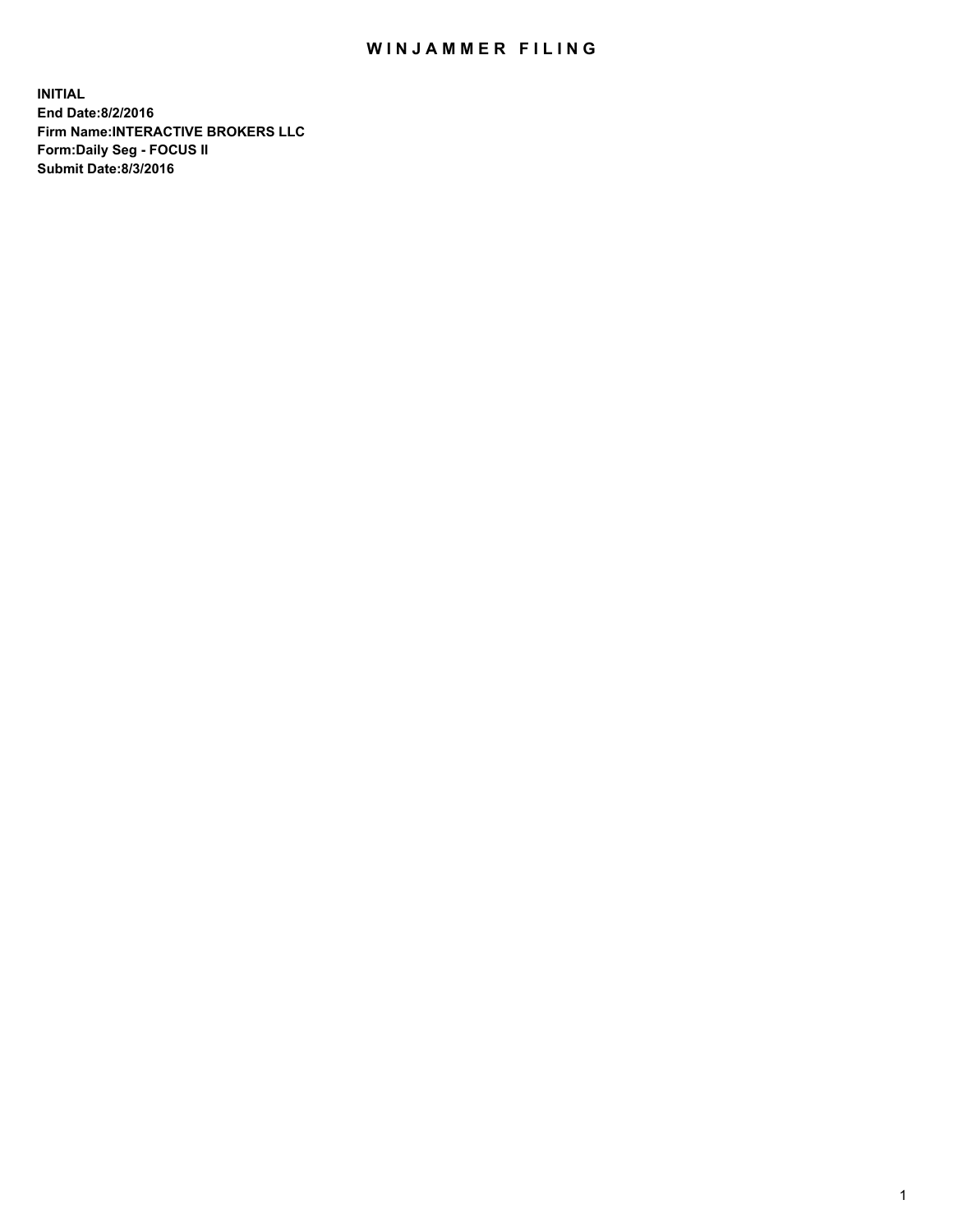# WINJAMMER FILING

**INITIAL**
**End Date:8/2/2016**
**Firm Name:INTERACTIVE BROKERS LLC**
**Form:Daily Seg - FOCUS II**
**Submit Date:8/3/2016**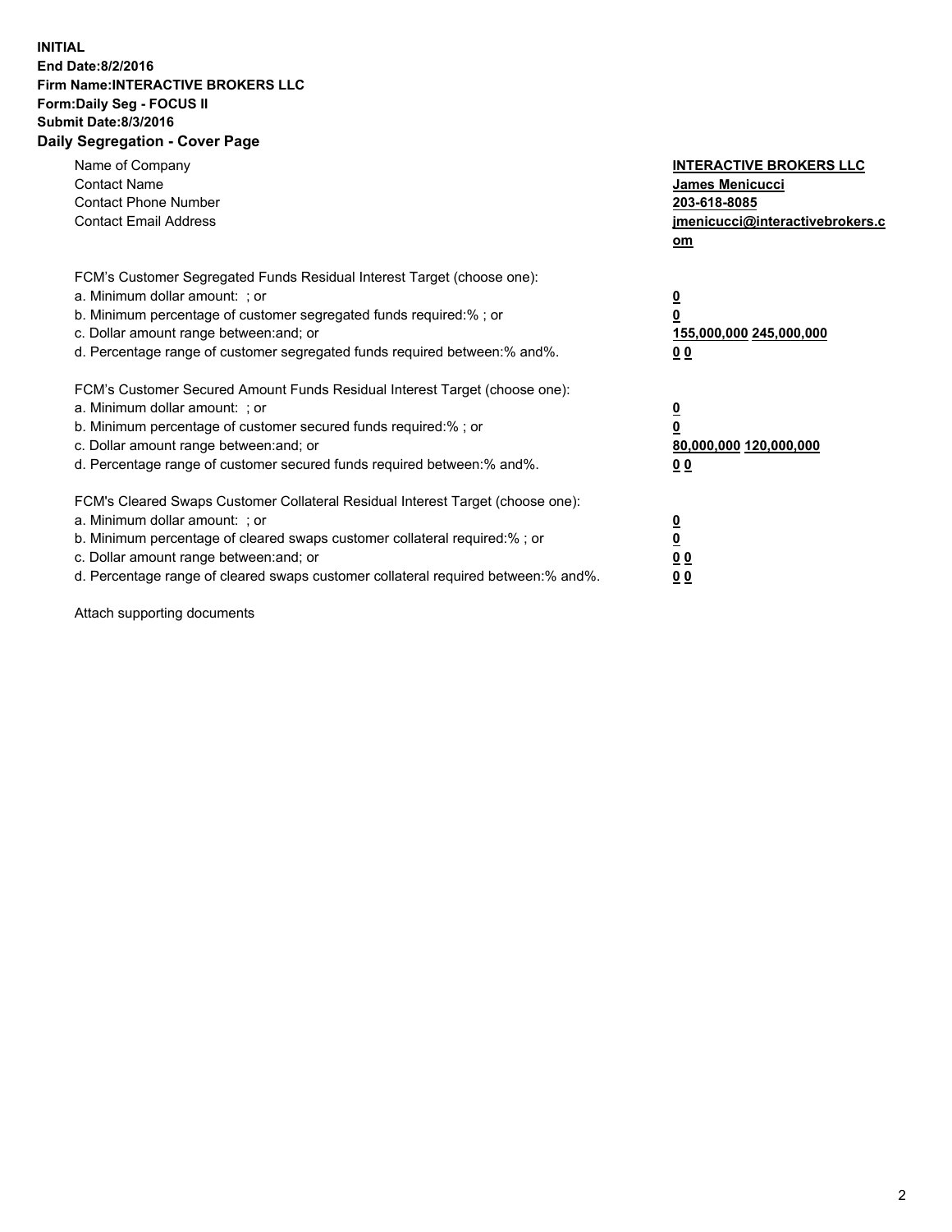**INITIAL**
**End Date:8/2/2016**
**Firm Name:INTERACTIVE BROKERS LLC**
**Form:Daily Seg - FOCUS II**
**Submit Date:8/3/2016**

## Daily Segregation - Cover Page

| | |
|---|---|
| Name of Company | **INTERACTIVE BROKERS LLC** |
| Contact Name | **James Menicucci** |
| Contact Phone Number | **203-618-8085** |
| Contact Email Address | **jmenicucci@interactivebrokers.com** |

| | |
|---|---|
| FCM's Customer Segregated Funds Residual Interest Target (choose one): | |
| a. Minimum dollar amount: ; or | **0** |
| b. Minimum percentage of customer segregated funds required:% ; or | **0** |
| c. Dollar amount range between:and; or | **155,000,000 245,000,000** |
| d. Percentage range of customer segregated funds required between:% and%. | **0 0** |
| FCM's Customer Secured Amount Funds Residual Interest Target (choose one): | |
| a. Minimum dollar amount: ; or | **0** |
| b. Minimum percentage of customer secured funds required:% ; or | **0** |
| c. Dollar amount range between:and; or | **80,000,000 120,000,000** |
| d. Percentage range of customer secured funds required between:% and%. | **0 0** |
| FCM's Cleared Swaps Customer Collateral Residual Interest Target (choose one): | |
| a. Minimum dollar amount: ; or | **0** |
| b. Minimum percentage of cleared swaps customer collateral required:% ; or | **0** |
| c. Dollar amount range between:and; or | **0 0** |
| d. Percentage range of cleared swaps customer collateral required between:% and%. | **0 0** |

Attach supporting documents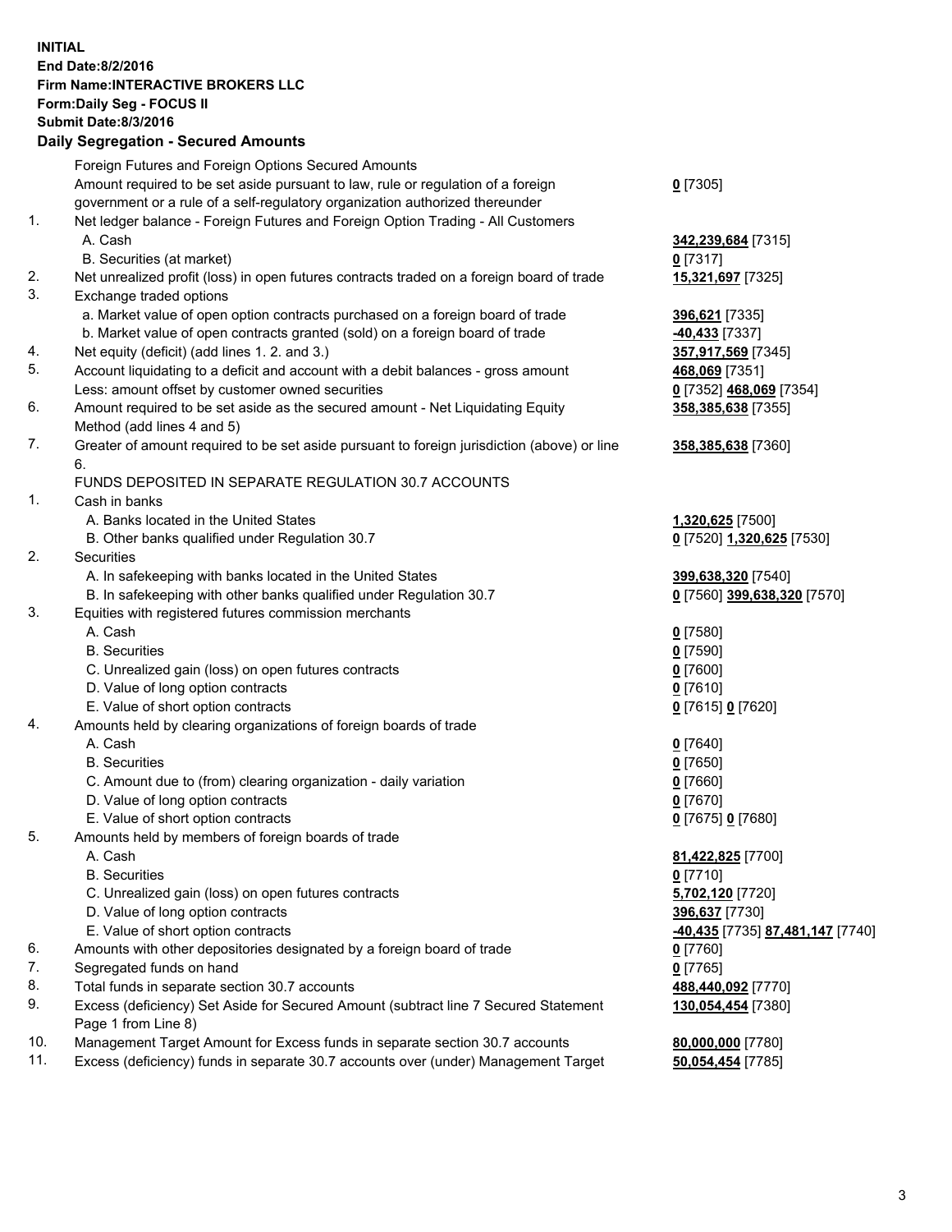**INITIAL**
**End Date:8/2/2016**
**Firm Name:INTERACTIVE BROKERS LLC**
**Form:Daily Seg - FOCUS II**
**Submit Date:8/3/2016**
**Daily Segregation - Secured Amounts**

| | | |
|---|---|---|
| | Foreign Futures and Foreign Options Secured Amounts | |
| | Amount required to be set aside pursuant to law, rule or regulation of a foreign government or a rule of a self-regulatory organization authorized thereunder | **0** [7305] |
| 1. | Net ledger balance - Foreign Futures and Foreign Option Trading - All Customers | |
| | A. Cash | **342,239,684** [7315] |
| | B. Securities (at market) | **0** [7317] |
| 2. | Net unrealized profit (loss) in open futures contracts traded on a foreign board of trade | **15,321,697** [7325] |
| 3. | Exchange traded options | |
| | a. Market value of open option contracts purchased on a foreign board of trade | **396,621** [7335] |
| | b. Market value of open contracts granted (sold) on a foreign board of trade | **-40,433** [7337] |
| 4. | Net equity (deficit) (add lines 1. 2. and 3.) | **357,917,569** [7345] |
| 5. | Account liquidating to a deficit and account with a debit balances - gross amount | **468,069** [7351] |
| | Less: amount offset by customer owned securities | **0** [7352] **468,069** [7354] |
| 6. | Amount required to be set aside as the secured amount - Net Liquidating Equity Method (add lines 4 and 5) | **358,385,638** [7355] |
| 7. | Greater of amount required to be set aside pursuant to foreign jurisdiction (above) or line 6. | **358,385,638** [7360] |
| | FUNDS DEPOSITED IN SEPARATE REGULATION 30.7 ACCOUNTS | |
| 1. | Cash in banks | |
| | A. Banks located in the United States | **1,320,625** [7500] |
| | B. Other banks qualified under Regulation 30.7 | **0** [7520] **1,320,625** [7530] |
| 2. | Securities | |
| | A. In safekeeping with banks located in the United States | **399,638,320** [7540] |
| | B. In safekeeping with other banks qualified under Regulation 30.7 | **0** [7560] **399,638,320** [7570] |
| 3. | Equities with registered futures commission merchants | |
| | A. Cash | **0** [7580] |
| | B. Securities | **0** [7590] |
| | C. Unrealized gain (loss) on open futures contracts | **0** [7600] |
| | D. Value of long option contracts | **0** [7610] |
| | E. Value of short option contracts | **0** [7615] **0** [7620] |
| 4. | Amounts held by clearing organizations of foreign boards of trade | |
| | A. Cash | **0** [7640] |
| | B. Securities | **0** [7650] |
| | C. Amount due to (from) clearing organization - daily variation | **0** [7660] |
| | D. Value of long option contracts | **0** [7670] |
| | E. Value of short option contracts | **0** [7675] **0** [7680] |
| 5. | Amounts held by members of foreign boards of trade | |
| | A. Cash | **81,422,825** [7700] |
| | B. Securities | **0** [7710] |
| | C. Unrealized gain (loss) on open futures contracts | **5,702,120** [7720] |
| | D. Value of long option contracts | **396,637** [7730] |
| | E. Value of short option contracts | **-40,435** [7735] **87,481,147** [7740] |
| 6. | Amounts with other depositories designated by a foreign board of trade | **0** [7760] |
| 7. | Segregated funds on hand | **0** [7765] |
| 8. | Total funds in separate section 30.7 accounts | **488,440,092** [7770] |
| 9. | Excess (deficiency) Set Aside for Secured Amount (subtract line 7 Secured Statement Page 1 from Line 8) | **130,054,454** [7380] |
| 10. | Management Target Amount for Excess funds in separate section 30.7 accounts | **80,000,000** [7780] |
| 11. | Excess (deficiency) funds in separate 30.7 accounts over (under) Management Target | **50,054,454** [7785] |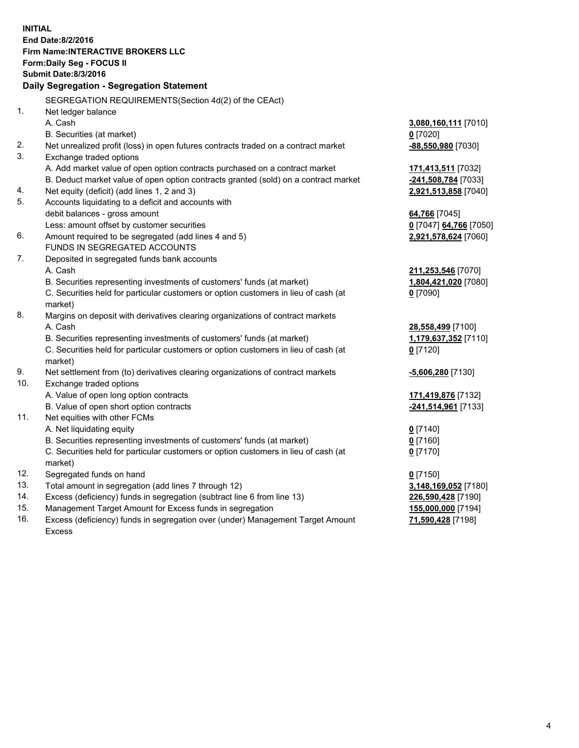**INITIAL**
**End Date:8/2/2016**
**Firm Name:INTERACTIVE BROKERS LLC**
**Form:Daily Seg - FOCUS II**
**Submit Date:8/3/2016**

## Daily Segregation - Segregation Statement

| | | |
|---|---|---|
| | SEGREGATION REQUIREMENTS(Section 4d(2) of the CEAct) | |
| 1. | Net ledger balance | |
| | A. Cash | **3,080,160,111** [7010] |
| | B. Securities (at market) | **0** [7020] |
| 2. | Net unrealized profit (loss) in open futures contracts traded on a contract market | **-88,550,980** [7030] |
| 3. | Exchange traded options | |
| | A. Add market value of open option contracts purchased on a contract market | **171,413,511** [7032] |
| | B. Deduct market value of open option contracts granted (sold) on a contract market | **-241,508,784** [7033] |
| 4. | Net equity (deficit) (add lines 1, 2 and 3) | **2,921,513,858** [7040] |
| 5. | Accounts liquidating to a deficit and accounts with | |
| | debit balances - gross amount | **64,766** [7045] |
| | Less: amount offset by customer securities | **0** [7047] **64,766** [7050] |
| 6. | Amount required to be segregated (add lines 4 and 5) | **2,921,578,624** [7060] |
| | FUNDS IN SEGREGATED ACCOUNTS | |
| 7. | Deposited in segregated funds bank accounts | |
| | A. Cash | **211,253,546** [7070] |
| | B. Securities representing investments of customers' funds (at market) | **1,804,421,020** [7080] |
| | C. Securities held for particular customers or option customers in lieu of cash (at market) | **0** [7090] |
| 8. | Margins on deposit with derivatives clearing organizations of contract markets | |
| | A. Cash | **28,558,499** [7100] |
| | B. Securities representing investments of customers' funds (at market) | **1,179,637,352** [7110] |
| | C. Securities held for particular customers or option customers in lieu of cash (at market) | **0** [7120] |
| 9. | Net settlement from (to) derivatives clearing organizations of contract markets | **-5,606,280** [7130] |
| 10. | Exchange traded options | |
| | A. Value of open long option contracts | **171,419,876** [7132] |
| | B. Value of open short option contracts | **-241,514,961** [7133] |
| 11. | Net equities with other FCMs | |
| | A. Net liquidating equity | **0** [7140] |
| | B. Securities representing investments of customers' funds (at market) | **0** [7160] |
| | C. Securities held for particular customers or option customers in lieu of cash (at market) | **0** [7170] |
| 12. | Segregated funds on hand | **0** [7150] |
| 13. | Total amount in segregation (add lines 7 through 12) | **3,148,169,052** [7180] |
| 14. | Excess (deficiency) funds in segregation (subtract line 6 from line 13) | **226,590,428** [7190] |
| 15. | Management Target Amount for Excess funds in segregation | **155,000,000** [7194] |
| 16. | Excess (deficiency) funds in segregation over (under) Management Target Amount Excess | **71,590,428** [7198] |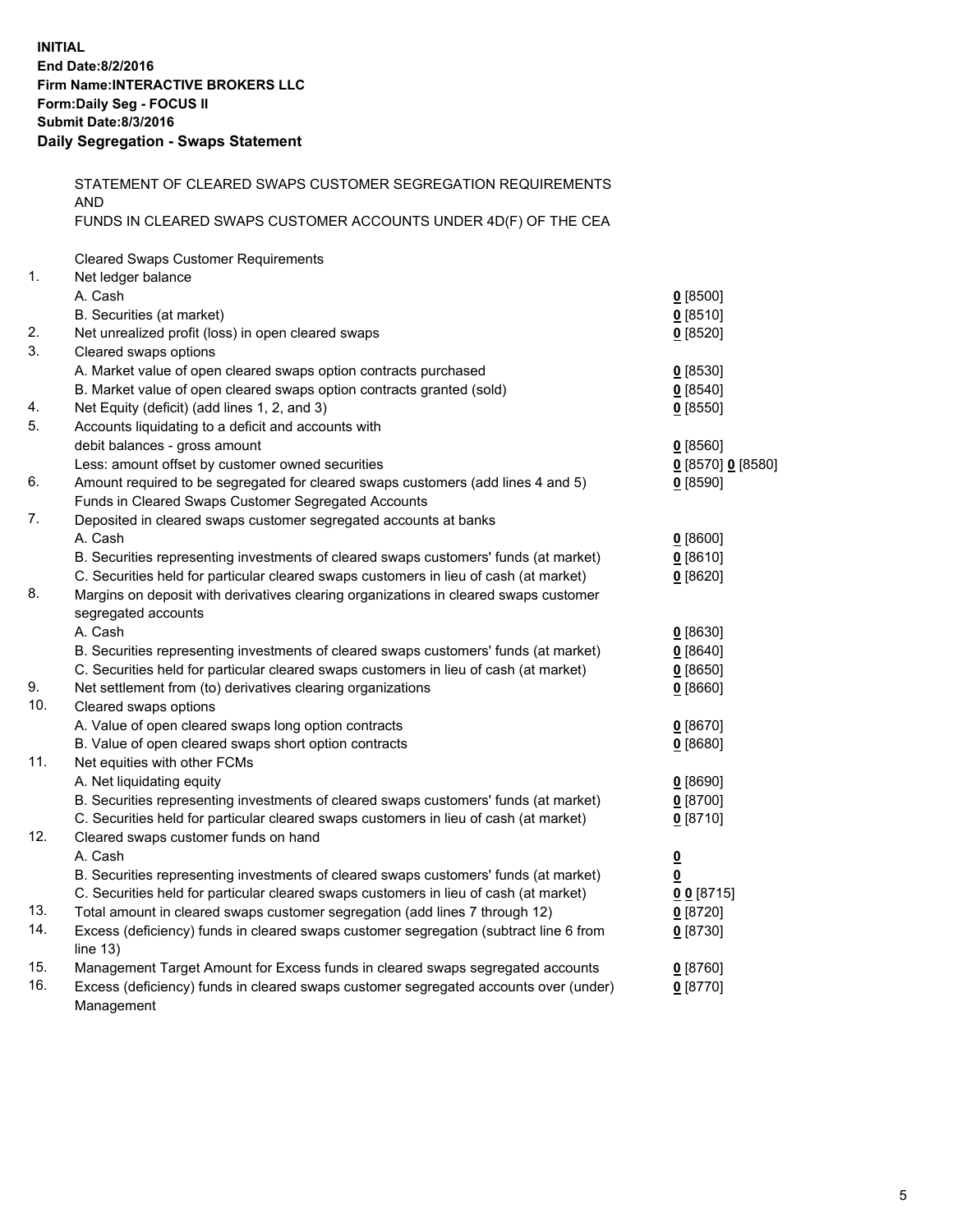**INITIAL**
**End Date:8/2/2016**
**Firm Name:INTERACTIVE BROKERS LLC**
**Form:Daily Seg - FOCUS II**
**Submit Date:8/3/2016**
**Daily Segregation - Swaps Statement**

STATEMENT OF CLEARED SWAPS CUSTOMER SEGREGATION REQUIREMENTS AND FUNDS IN CLEARED SWAPS CUSTOMER ACCOUNTS UNDER 4D(F) OF THE CEA

| | | |
|---|---|---|
| | Cleared Swaps Customer Requirements | |
| 1. | Net ledger balance | |
| | A. Cash | 0 [8500] |
| | B. Securities (at market) | 0 [8510] |
| 2. | Net unrealized profit (loss) in open cleared swaps | 0 [8520] |
| 3. | Cleared swaps options | |
| | A. Market value of open cleared swaps option contracts purchased | 0 [8530] |
| | B. Market value of open cleared swaps option contracts granted (sold) | 0 [8540] |
| 4. | Net Equity (deficit) (add lines 1, 2, and 3) | 0 [8550] |
| 5. | Accounts liquidating to a deficit and accounts with | |
| | debit balances - gross amount | 0 [8560] |
| | Less: amount offset by customer owned securities | 0 [8570] 0 [8580] |
| 6. | Amount required to be segregated for cleared swaps customers (add lines 4 and 5) | 0 [8590] |
| | Funds in Cleared Swaps Customer Segregated Accounts | |
| 7. | Deposited in cleared swaps customer segregated accounts at banks | |
| | A. Cash | 0 [8600] |
| | B. Securities representing investments of cleared swaps customers' funds (at market) | 0 [8610] |
| | C. Securities held for particular cleared swaps customers in lieu of cash (at market) | 0 [8620] |
| 8. | Margins on deposit with derivatives clearing organizations in cleared swaps customer segregated accounts | |
| | A. Cash | 0 [8630] |
| | B. Securities representing investments of cleared swaps customers' funds (at market) | 0 [8640] |
| | C. Securities held for particular cleared swaps customers in lieu of cash (at market) | 0 [8650] |
| 9. | Net settlement from (to) derivatives clearing organizations | 0 [8660] |
| 10. | Cleared swaps options | |
| | A. Value of open cleared swaps long option contracts | 0 [8670] |
| | B. Value of open cleared swaps short option contracts | 0 [8680] |
| 11. | Net equities with other FCMs | |
| | A. Net liquidating equity | 0 [8690] |
| | B. Securities representing investments of cleared swaps customers' funds (at market) | 0 [8700] |
| | C. Securities held for particular cleared swaps customers in lieu of cash (at market) | 0 [8710] |
| 12. | Cleared swaps customer funds on hand | |
| | A. Cash | 0 |
| | B. Securities representing investments of cleared swaps customers' funds (at market) | 0 |
| | C. Securities held for particular cleared swaps customers in lieu of cash (at market) | 0 0 [8715] |
| 13. | Total amount in cleared swaps customer segregation (add lines 7 through 12) | 0 [8720] |
| 14. | Excess (deficiency) funds in cleared swaps customer segregation (subtract line 6 from line 13) | 0 [8730] |
| 15. | Management Target Amount for Excess funds in cleared swaps segregated accounts | 0 [8760] |
| 16. | Excess (deficiency) funds in cleared swaps customer segregated accounts over (under) Management | 0 [8770] |